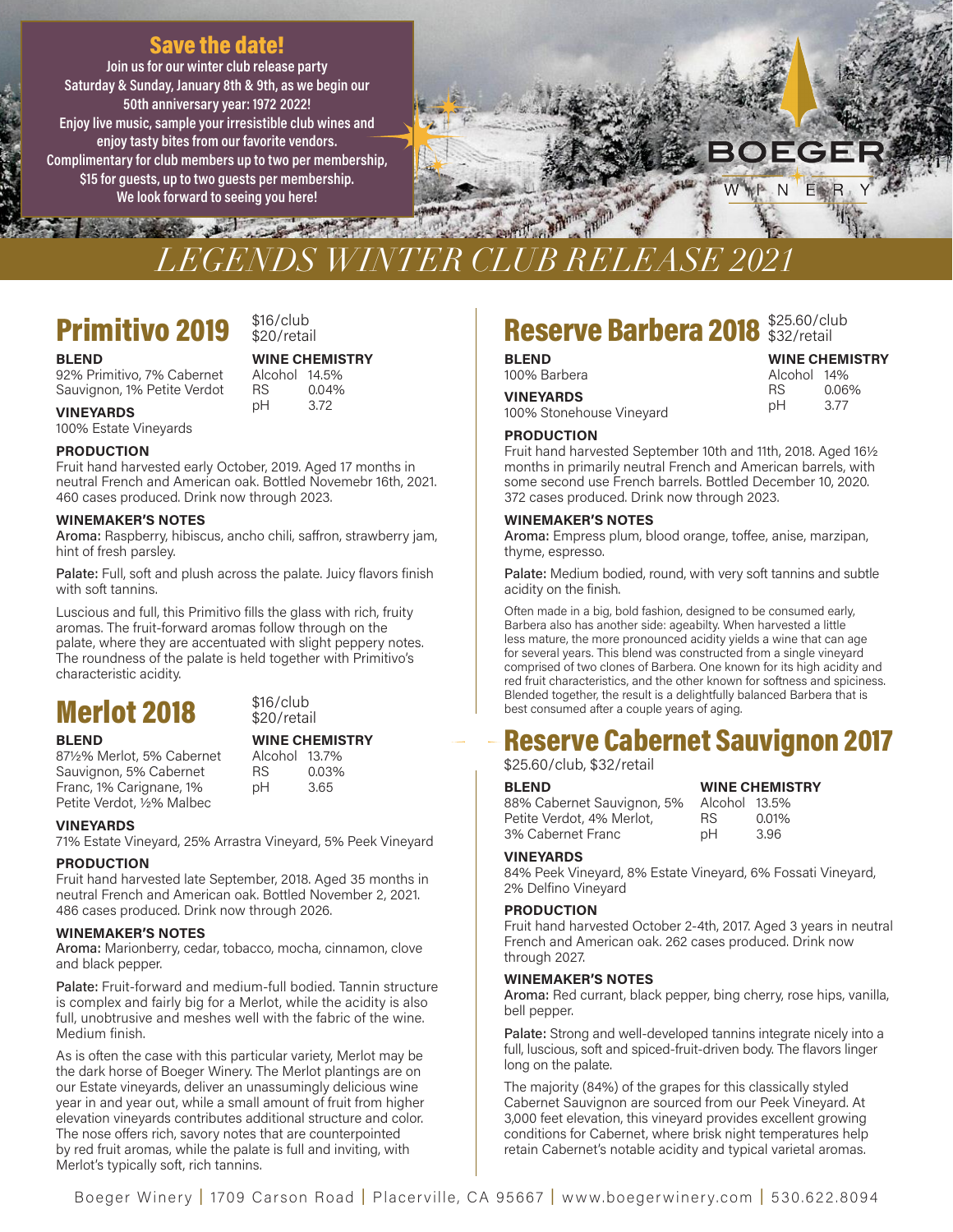## Save the date!

**Join us for our winter club release party Saturday & Sunday, January 8th & 9th, as we begin our 50th anniversary year: 1972 2022! Enjoy live music, sample your irresistible club wines and enjoy tasty bites from our favorite vendors. Complimentary for club members up to two per membership, $15 for guests, up to two guests per membership. We look forward to seeing you here!**

BOEGER WINERY

# LEGENDS WINTER CLUB RELEASE 2021

## Primitivo 2019

$16/club
$20/retail

**BLEND**
92% Primitivo, 7% Cabernet Sauvignon, 1% Petite Verdot

**WINE CHEMISTRY**

| | |
|---|---|
| Alcohol | 14.5% |
| RS | 0.04% |
| pH | 3.72 |

**VINEYARDS**
100% Estate Vineyards

**PRODUCTION**
Fruit hand harvested early October, 2019. Aged 17 months in neutral French and American oak. Bottled Novemebr 16th, 2021. 460 cases produced. Drink now through 2023.

**WINEMAKER'S NOTES**

Aroma: Raspberry, hibiscus, ancho chili, saffron, strawberry jam, hint of fresh parsley.

Palate: Full, soft and plush across the palate. Juicy flavors finish with soft tannins.

Luscious and full, this Primitivo fills the glass with rich, fruity aromas. The fruit-forward aromas follow through on the palate, where they are accentuated with slight peppery notes. The roundness of the palate is held together with Primitivo's characteristic acidity.

## Merlot 2018

$16/club
$20/retail

**BLEND**
87½% Merlot, 5% Cabernet Sauvignon, 5% Cabernet Franc, 1% Carignane, 1% Petite Verdot, ½% Malbec

**WINE CHEMISTRY**

| | |
|---|---|
| Alcohol | 13.7% |
| RS | 0.03% |
| pH | 3.65 |

**VINEYARDS**
71% Estate Vineyard, 25% Arrastra Vineyard, 5% Peek Vineyard

**PRODUCTION**
Fruit hand harvested late September, 2018. Aged 35 months in neutral French and American oak. Bottled November 2, 2021. 486 cases produced. Drink now through 2026.

**WINEMAKER'S NOTES**

Aroma: Marionberry, cedar, tobacco, mocha, cinnamon, clove and black pepper.

Palate: Fruit-forward and medium-full bodied. Tannin structure is complex and fairly big for a Merlot, while the acidity is also full, unobtrusive and meshes well with the fabric of the wine. Medium finish.

As is often the case with this particular variety, Merlot may be the dark horse of Boeger Winery. The Merlot plantings are on our Estate vineyards, deliver an unassumingly delicious wine year in and year out, while a small amount of fruit from higher elevation vineyards contributes additional structure and color. The nose offers rich, savory notes that are counterpointed by red fruit aromas, while the palate is full and inviting, with Merlot's typically soft, rich tannins.

## Reserve Barbera 2018

$25.60/club
$32/retail

**BLEND**
100% Barbera

**WINE CHEMISTRY**

| | |
|---|---|
| Alcohol | 14% |
| RS | 0.06% |
| pH | 3.77 |

**VINEYARDS**
100% Stonehouse Vineyard

**PRODUCTION**
Fruit hand harvested September 10th and 11th, 2018. Aged 16½ months in primarily neutral French and American barrels, with some second use French barrels. Bottled December 10, 2020. 372 cases produced. Drink now through 2023.

**WINEMAKER'S NOTES**

Aroma: Empress plum, blood orange, toffee, anise, marzipan, thyme, espresso.

Palate: Medium bodied, round, with very soft tannins and subtle acidity on the finish.

Often made in a big, bold fashion, designed to be consumed early, Barbera also has another side: ageabilty. When harvested a little less mature, the more pronounced acidity yields a wine that can age for several years. This blend was constructed from a single vineyard comprised of two clones of Barbera. One known for its high acidity and red fruit characteristics, and the other known for softness and spiciness. Blended together, the result is a delightfully balanced Barbera that is best consumed after a couple years of aging.

## Reserve Cabernet Sauvignon 2017

$25.60/club, $32/retail

**BLEND**
88% Cabernet Sauvignon, 5% Petite Verdot, 4% Merlot, 3% Cabernet Franc

**WINE CHEMISTRY**

| | |
|---|---|
| Alcohol | 13.5% |
| RS | 0.01% |
| pH | 3.96 |

**VINEYARDS**
84% Peek Vineyard, 8% Estate Vineyard, 6% Fossati Vineyard, 2% Delfino Vineyard

**PRODUCTION**
Fruit hand harvested October 2-4th, 2017. Aged 3 years in neutral French and American oak. 262 cases produced. Drink now through 2027.

**WINEMAKER'S NOTES**

Aroma: Red currant, black pepper, bing cherry, rose hips, vanilla, bell pepper.

Palate: Strong and well-developed tannins integrate nicely into a full, luscious, soft and spiced-fruit-driven body. The flavors linger long on the palate.

The majority (84%) of the grapes for this classically styled Cabernet Sauvignon are sourced from our Peek Vineyard. At 3,000 feet elevation, this vineyard provides excellent growing conditions for Cabernet, where brisk night temperatures help retain Cabernet's notable acidity and typical varietal aromas.

Boeger Winery | 1709 Carson Road | Placerville, CA 95667 | www.boegerwinery.com | 530.622.8094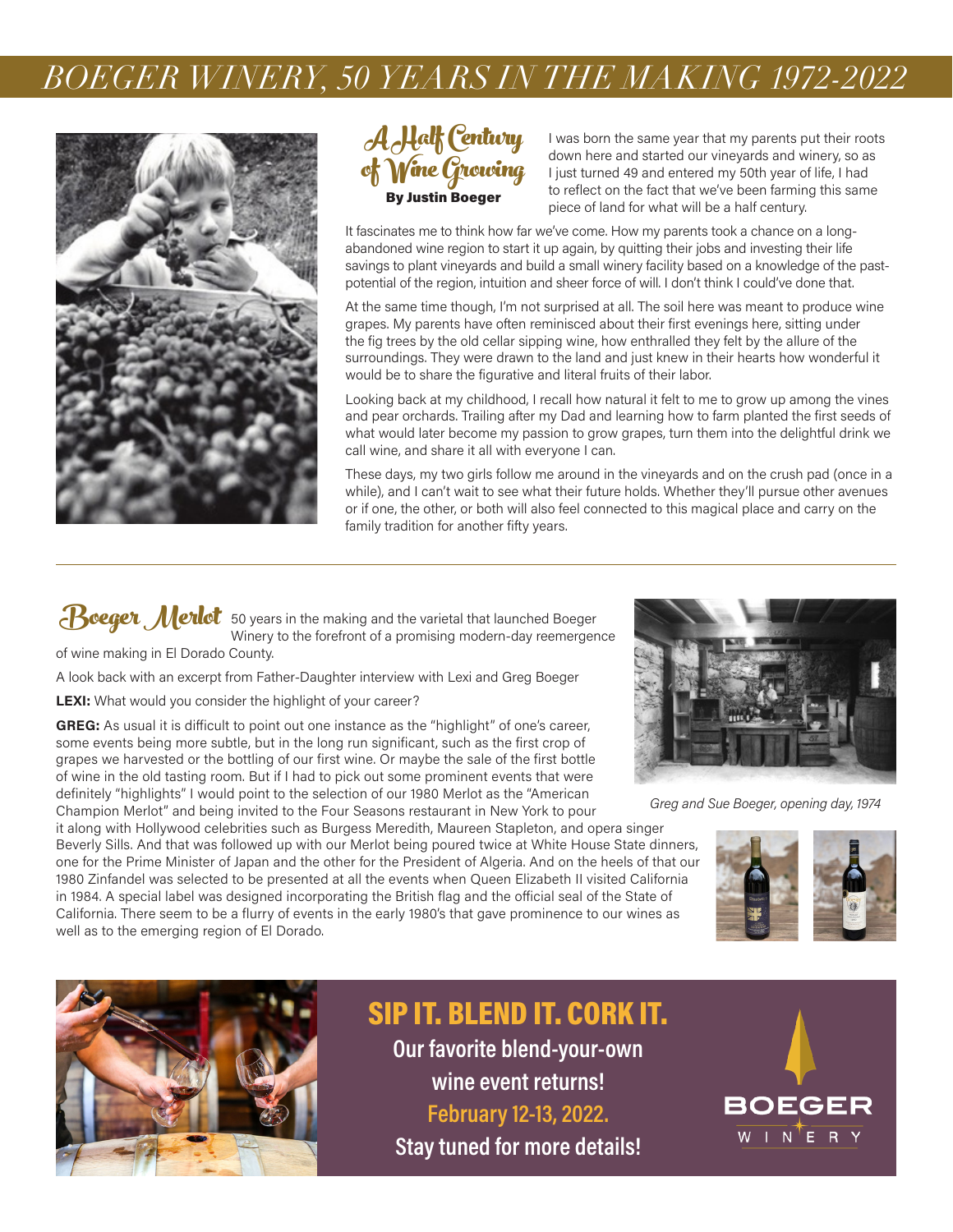# BOEGER WINERY, 50 YEARS IN THE MAKING 1972-2022

## A Half Century of Wine Growing

**By Justin Boeger**

I was born the same year that my parents put their roots down here and started our vineyards and winery, so as I just turned 49 and entered my 50th year of life, I had to reflect on the fact that we've been farming this same piece of land for what will be a half century.

It fascinates me to think how far we've come. How my parents took a chance on a long-abandoned wine region to start it up again, by quitting their jobs and investing their life savings to plant vineyards and build a small winery facility based on a knowledge of the past-potential of the region, intuition and sheer force of will. I don't think I could've done that.

At the same time though, I'm not surprised at all. The soil here was meant to produce wine grapes. My parents have often reminisced about their first evenings here, sitting under the fig trees by the old cellar sipping wine, how enthralled they felt by the allure of the surroundings. They were drawn to the land and just knew in their hearts how wonderful it would be to share the figurative and literal fruits of their labor.

Looking back at my childhood, I recall how natural it felt to me to grow up among the vines and pear orchards. Trailing after my Dad and learning how to farm planted the first seeds of what would later become my passion to grow grapes, turn them into the delightful drink we call wine, and share it all with everyone I can.

These days, my two girls follow me around in the vineyards and on the crush pad (once in a while), and I can't wait to see what their future holds. Whether they'll pursue other avenues or if one, the other, or both will also feel connected to this magical place and carry on the family tradition for another fifty years.

---

## Boeger Merlot

50 years in the making and the varietal that launched Boeger Winery to the forefront of a promising modern-day reemergence of wine making in El Dorado County.

A look back with an excerpt from Father-Daughter interview with Lexi and Greg Boeger

**LEXI:** What would you consider the highlight of your career?

**GREG:** As usual it is difficult to point out one instance as the "highlight" of one's career, some events being more subtle, but in the long run significant, such as the first crop of grapes we harvested or the bottling of our first wine. Or maybe the sale of the first bottle of wine in the old tasting room. But if I had to pick out some prominent events that were definitely "highlights" I would point to the selection of our 1980 Merlot as the "American Champion Merlot" and being invited to the Four Seasons restaurant in New York to pour it along with Hollywood celebrities such as Burgess Meredith, Maureen Stapleton, and opera singer Beverly Sills. And that was followed up with our Merlot being poured twice at White House State dinners, one for the Prime Minister of Japan and the other for the President of Algeria. And on the heels of that our 1980 Zinfandel was selected to be presented at all the events when Queen Elizabeth II visited California in 1984. A special label was designed incorporating the British flag and the official seal of the State of California. There seem to be a flurry of events in the early 1980's that gave prominence to our wines as well as to the emerging region of El Dorado.

*Greg and Sue Boeger, opening day, 1974*

---

## SIP IT. BLEND IT. CORK IT.

**Our favorite blend-your-own wine event returns!**

**February 12-13, 2022.**

**Stay tuned for more details!**

BOEGER WINERY